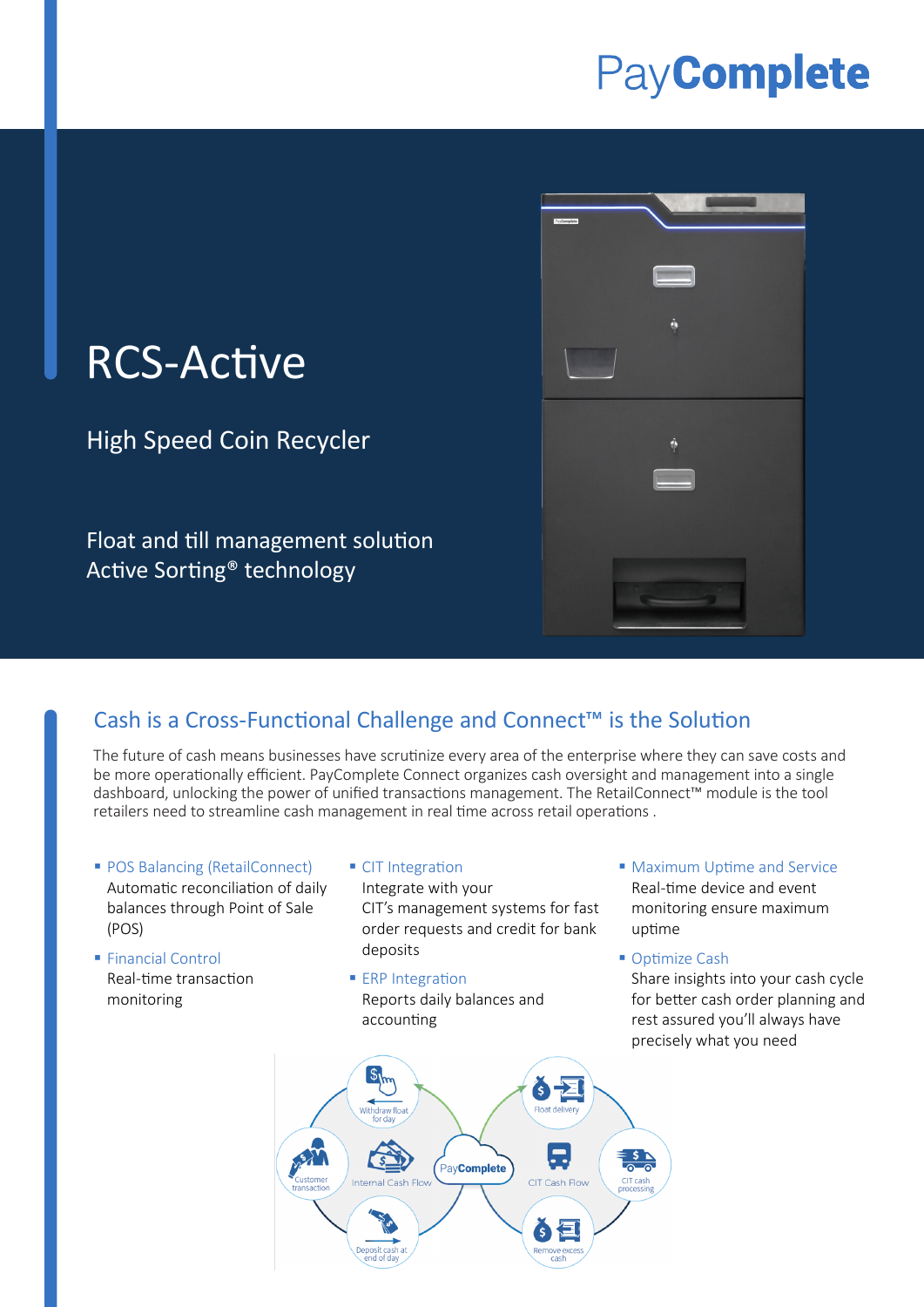PayComplete

# RCS-Active

## High Speed Coin Recycler

Float and till management solution
Active Sorting® technology

## Cash is a Cross-Functional Challenge and Connect™ is the Solution

The future of cash means businesses have scrutinize every area of the enterprise where they can save costs and be more operationally efficient. PayComplete Connect organizes cash oversight and management into a single dashboard, unlocking the power of unified transactions management. The RetailConnect™ module is the tool retailers need to streamline cash management in real time across retail operations .

- **POS Balancing (RetailConnect)**
  Automatic reconciliation of daily balances through Point of Sale (POS)
- **Financial Control**
  Real-time transaction monitoring
- **CIT Integration**
  Integrate with your CIT's management systems for fast order requests and credit for bank deposits
- **ERP Integration**
  Reports daily balances and accounting
- **Maximum Uptime and Service**
  Real-time device and event monitoring ensure maximum uptime
- **Optimize Cash**
  Share insights into your cash cycle for better cash order planning and rest assured you'll always have precisely what you need

Withdraw float for day | Customer transaction | Internal Cash Flow | Deposit cash at end of day | PayComplete | Float delivery | CIT Cash Flow | CIT cash processing | Remove excess cash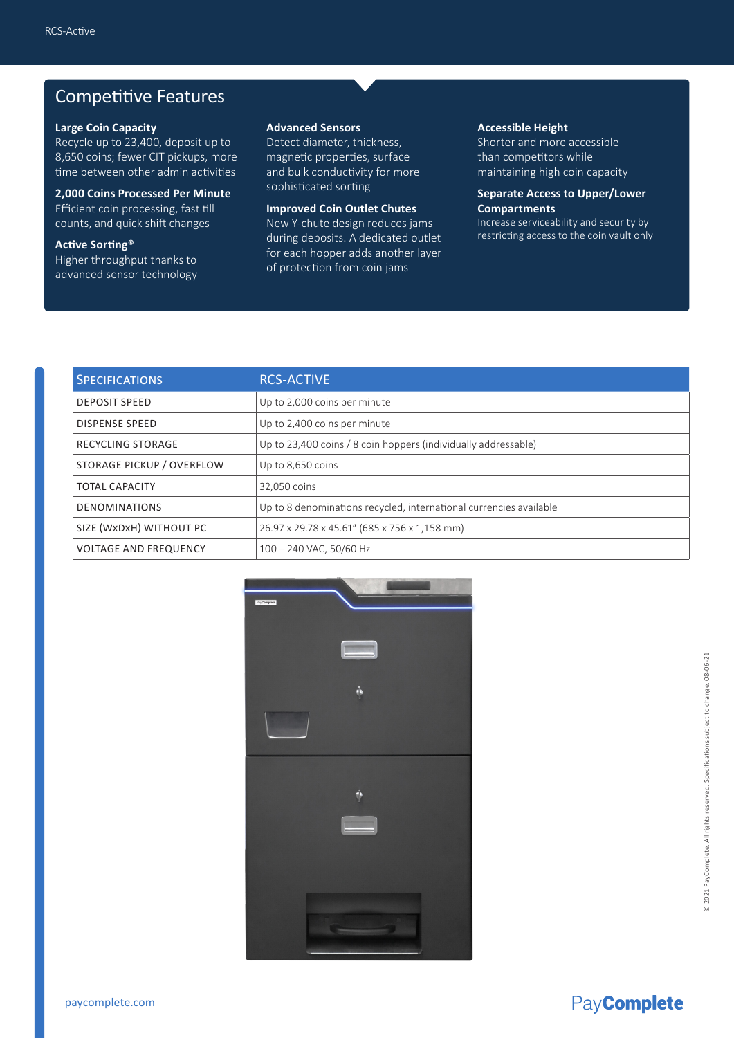## Competitive Features

**Large Coin Capacity**
Recycle up to 23,400, deposit up to 8,650 coins; fewer CIT pickups, more time between other admin activities

**2,000 Coins Processed Per Minute**
Efficient coin processing, fast till counts, and quick shift changes

**Active Sorting®**
Higher throughput thanks to advanced sensor technology

**Advanced Sensors**
Detect diameter, thickness, magnetic properties, surface and bulk conductivity for more sophisticated sorting

**Improved Coin Outlet Chutes**
New Y-chute design reduces jams during deposits. A dedicated outlet for each hopper adds another layer of protection from coin jams

**Accessible Height**
Shorter and more accessible than competitors while maintaining high coin capacity

**Separate Access to Upper/Lower Compartments**
Increase serviceability and security by restricting access to the coin vault only

| SPECIFICATIONS | RCS-ACTIVE |
|---|---|
| DEPOSIT SPEED | Up to 2,000 coins per minute |
| DISPENSE SPEED | Up to 2,400 coins per minute |
| RECYCLING STORAGE | Up to 23,400 coins / 8 coin hoppers (individually addressable) |
| STORAGE PICKUP / OVERFLOW | Up to 8,650 coins |
| TOTAL CAPACITY | 32,050 coins |
| DENOMINATIONS | Up to 8 denominations recycled, international currencies available |
| SIZE (WxDxH) WITHOUT PC | 26.97 x 29.78 x 45.61" (685 x 756 x 1,158 mm) |
| VOLTAGE AND FREQUENCY | 100 – 240 VAC, 50/60 Hz |

© 2021 PayComplete. All rights reserved. Specifications subject to change. 08-06-21

paycomplete.com

PayComplete